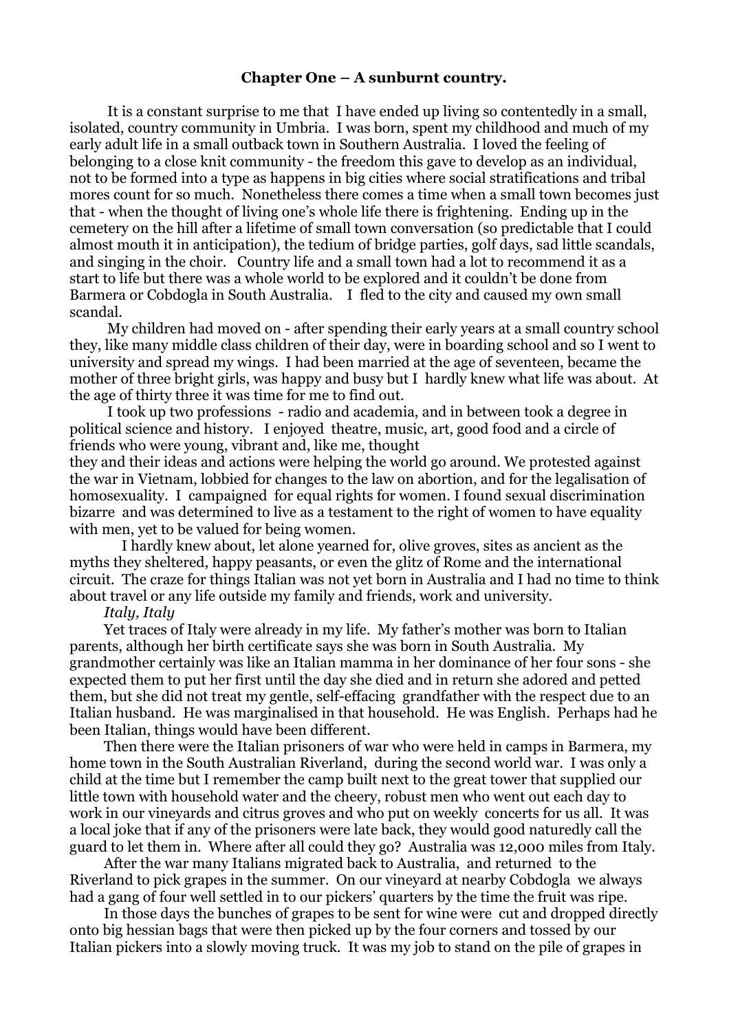## Chapter One – A sunburnt country.

It is a constant surprise to me that I have ended up living so contentedly in a small, isolated, country community in Umbria. I was born, spent my childhood and much of my early adult life in a small outback town in Southern Australia. I loved the feeling of belonging to a close knit community - the freedom this gave to develop as an individual, not to be formed into a type as happens in big cities where social stratifications and tribal mores count for so much. Nonetheless there comes a time when a small town becomes just that - when the thought of living one's whole life there is frightening. Ending up in the cemetery on the hill after a lifetime of small town conversation (so predictable that I could almost mouth it in anticipation), the tedium of bridge parties, golf days, sad little scandals, and singing in the choir. Country life and a small town had a lot to recommend it as a start to life but there was a whole world to be explored and it couldn't be done from Barmera or Cobdogla in South Australia. I fled to the city and caused my own small scandal.

My children had moved on - after spending their early years at a small country school they, like many middle class children of their day, were in boarding school and so I went to university and spread my wings. I had been married at the age of seventeen, became the mother of three bright girls, was happy and busy but I hardly knew what life was about. At the age of thirty three it was time for me to find out.

I took up two professions - radio and academia, and in between took a degree in political science and history. I enjoyed theatre, music, art, good food and a circle of friends who were young, vibrant and, like me, thought they and their ideas and actions were helping the world go around. We protested against the war in Vietnam, lobbied for changes to the law on abortion, and for the legalisation of homosexuality. I campaigned for equal rights for women. I found sexual discrimination bizarre and was determined to live as a testament to the right of women to have equality with men, yet to be valued for being women.

I hardly knew about, let alone yearned for, olive groves, sites as ancient as the myths they sheltered, happy peasants, or even the glitz of Rome and the international circuit. The craze for things Italian was not yet born in Australia and I had no time to think about travel or any life outside my family and friends, work and university.

*Italy, Italy*

Yet traces of Italy were already in my life. My father's mother was born to Italian parents, although her birth certificate says she was born in South Australia. My grandmother certainly was like an Italian mamma in her dominance of her four sons - she expected them to put her first until the day she died and in return she adored and petted them, but she did not treat my gentle, self-effacing grandfather with the respect due to an Italian husband. He was marginalised in that household. He was English. Perhaps had he been Italian, things would have been different.

Then there were the Italian prisoners of war who were held in camps in Barmera, my home town in the South Australian Riverland, during the second world war. I was only a child at the time but I remember the camp built next to the great tower that supplied our little town with household water and the cheery, robust men who went out each day to work in our vineyards and citrus groves and who put on weekly concerts for us all. It was a local joke that if any of the prisoners were late back, they would good naturedly call the guard to let them in. Where after all could they go? Australia was 12,000 miles from Italy.

After the war many Italians migrated back to Australia, and returned to the Riverland to pick grapes in the summer. On our vineyard at nearby Cobdogla we always had a gang of four well settled in to our pickers' quarters by the time the fruit was ripe.

In those days the bunches of grapes to be sent for wine were cut and dropped directly onto big hessian bags that were then picked up by the four corners and tossed by our Italian pickers into a slowly moving truck. It was my job to stand on the pile of grapes in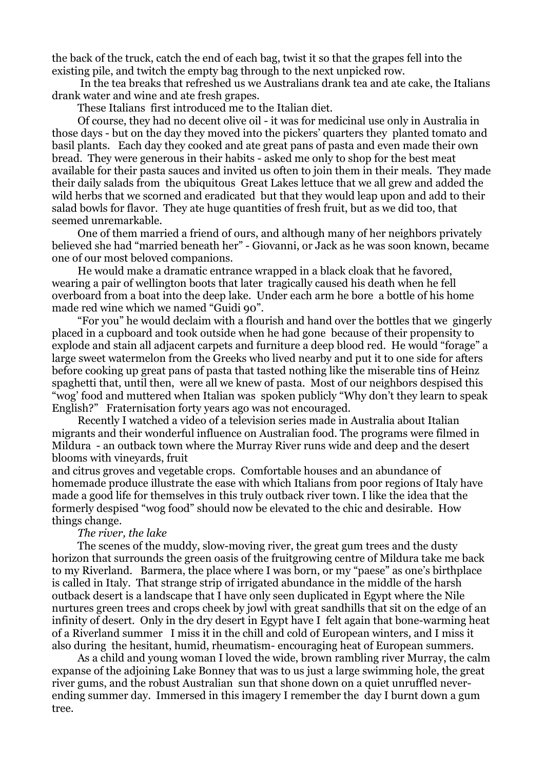the back of the truck, catch the end of each bag, twist it so that the grapes fell into the existing pile, and twitch the empty bag through to the next unpicked row.

In the tea breaks that refreshed us we Australians drank tea and ate cake, the Italians drank water and wine and ate fresh grapes.

These Italians first introduced me to the Italian diet.

Of course, they had no decent olive oil - it was for medicinal use only in Australia in those days - but on the day they moved into the pickers' quarters they planted tomato and basil plants. Each day they cooked and ate great pans of pasta and even made their own bread. They were generous in their habits - asked me only to shop for the best meat available for their pasta sauces and invited us often to join them in their meals. They made their daily salads from the ubiquitous Great Lakes lettuce that we all grew and added the wild herbs that we scorned and eradicated but that they would leap upon and add to their salad bowls for flavor. They ate huge quantities of fresh fruit, but as we did too, that seemed unremarkable.

One of them married a friend of ours, and although many of her neighbors privately believed she had "married beneath her" - Giovanni, or Jack as he was soon known, became one of our most beloved companions.

He would make a dramatic entrance wrapped in a black cloak that he favored, wearing a pair of wellington boots that later tragically caused his death when he fell overboard from a boat into the deep lake. Under each arm he bore a bottle of his home made red wine which we named "Guidi 90".

"For you" he would declaim with a flourish and hand over the bottles that we gingerly placed in a cupboard and took outside when he had gone because of their propensity to explode and stain all adjacent carpets and furniture a deep blood red. He would "forage" a large sweet watermelon from the Greeks who lived nearby and put it to one side for afters before cooking up great pans of pasta that tasted nothing like the miserable tins of Heinz spaghetti that, until then, were all we knew of pasta. Most of our neighbors despised this "wog' food and muttered when Italian was spoken publicly "Why don't they learn to speak English?" Fraternisation forty years ago was not encouraged.

Recently I watched a video of a television series made in Australia about Italian migrants and their wonderful influence on Australian food. The programs were filmed in Mildura - an outback town where the Murray River runs wide and deep and the desert blooms with vineyards, fruit and citrus groves and vegetable crops. Comfortable houses and an abundance of homemade produce illustrate the ease with which Italians from poor regions of Italy have made a good life for themselves in this truly outback river town. I like the idea that the formerly despised "wog food" should now be elevated to the chic and desirable. How things change.

*The river, the lake*

The scenes of the muddy, slow-moving river, the great gum trees and the dusty horizon that surrounds the green oasis of the fruitgrowing centre of Mildura take me back to my Riverland. Barmera, the place where I was born, or my "paese" as one's birthplace is called in Italy. That strange strip of irrigated abundance in the middle of the harsh outback desert is a landscape that I have only seen duplicated in Egypt where the Nile nurtures green trees and crops cheek by jowl with great sandhills that sit on the edge of an infinity of desert. Only in the dry desert in Egypt have I felt again that bone-warming heat of a Riverland summer I miss it in the chill and cold of European winters, and I miss it also during the hesitant, humid, rheumatism- encouraging heat of European summers.

As a child and young woman I loved the wide, brown rambling river Murray, the calm expanse of the adjoining Lake Bonney that was to us just a large swimming hole, the great river gums, and the robust Australian sun that shone down on a quiet unruffled never-ending summer day. Immersed in this imagery I remember the day I burnt down a gum tree.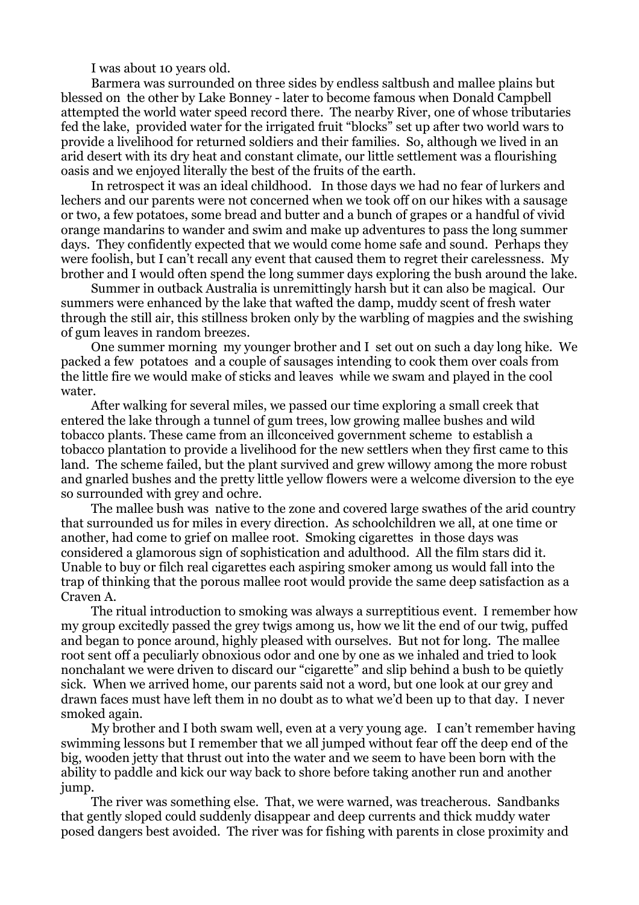I was about 10 years old.

Barmera was surrounded on three sides by endless saltbush and mallee plains but blessed on the other by Lake Bonney - later to become famous when Donald Campbell attempted the world water speed record there. The nearby River, one of whose tributaries fed the lake, provided water for the irrigated fruit "blocks" set up after two world wars to provide a livelihood for returned soldiers and their families. So, although we lived in an arid desert with its dry heat and constant climate, our little settlement was a flourishing oasis and we enjoyed literally the best of the fruits of the earth.

In retrospect it was an ideal childhood. In those days we had no fear of lurkers and lechers and our parents were not concerned when we took off on our hikes with a sausage or two, a few potatoes, some bread and butter and a bunch of grapes or a handful of vivid orange mandarins to wander and swim and make up adventures to pass the long summer days. They confidently expected that we would come home safe and sound. Perhaps they were foolish, but I can't recall any event that caused them to regret their carelessness. My brother and I would often spend the long summer days exploring the bush around the lake.

Summer in outback Australia is unremittingly harsh but it can also be magical. Our summers were enhanced by the lake that wafted the damp, muddy scent of fresh water through the still air, this stillness broken only by the warbling of magpies and the swishing of gum leaves in random breezes.

One summer morning my younger brother and I set out on such a day long hike. We packed a few potatoes and a couple of sausages intending to cook them over coals from the little fire we would make of sticks and leaves while we swam and played in the cool water.

After walking for several miles, we passed our time exploring a small creek that entered the lake through a tunnel of gum trees, low growing mallee bushes and wild tobacco plants. These came from an illconceived government scheme to establish a tobacco plantation to provide a livelihood for the new settlers when they first came to this land. The scheme failed, but the plant survived and grew willowy among the more robust and gnarled bushes and the pretty little yellow flowers were a welcome diversion to the eye so surrounded with grey and ochre.

The mallee bush was native to the zone and covered large swathes of the arid country that surrounded us for miles in every direction. As schoolchildren we all, at one time or another, had come to grief on mallee root. Smoking cigarettes in those days was considered a glamorous sign of sophistication and adulthood. All the film stars did it. Unable to buy or filch real cigarettes each aspiring smoker among us would fall into the trap of thinking that the porous mallee root would provide the same deep satisfaction as a Craven A.

The ritual introduction to smoking was always a surreptitious event. I remember how my group excitedly passed the grey twigs among us, how we lit the end of our twig, puffed and began to ponce around, highly pleased with ourselves. But not for long. The mallee root sent off a peculiarly obnoxious odor and one by one as we inhaled and tried to look nonchalant we were driven to discard our "cigarette" and slip behind a bush to be quietly sick. When we arrived home, our parents said not a word, but one look at our grey and drawn faces must have left them in no doubt as to what we'd been up to that day. I never smoked again.

My brother and I both swam well, even at a very young age. I can't remember having swimming lessons but I remember that we all jumped without fear off the deep end of the big, wooden jetty that thrust out into the water and we seem to have been born with the ability to paddle and kick our way back to shore before taking another run and another jump.

The river was something else. That, we were warned, was treacherous. Sandbanks that gently sloped could suddenly disappear and deep currents and thick muddy water posed dangers best avoided. The river was for fishing with parents in close proximity and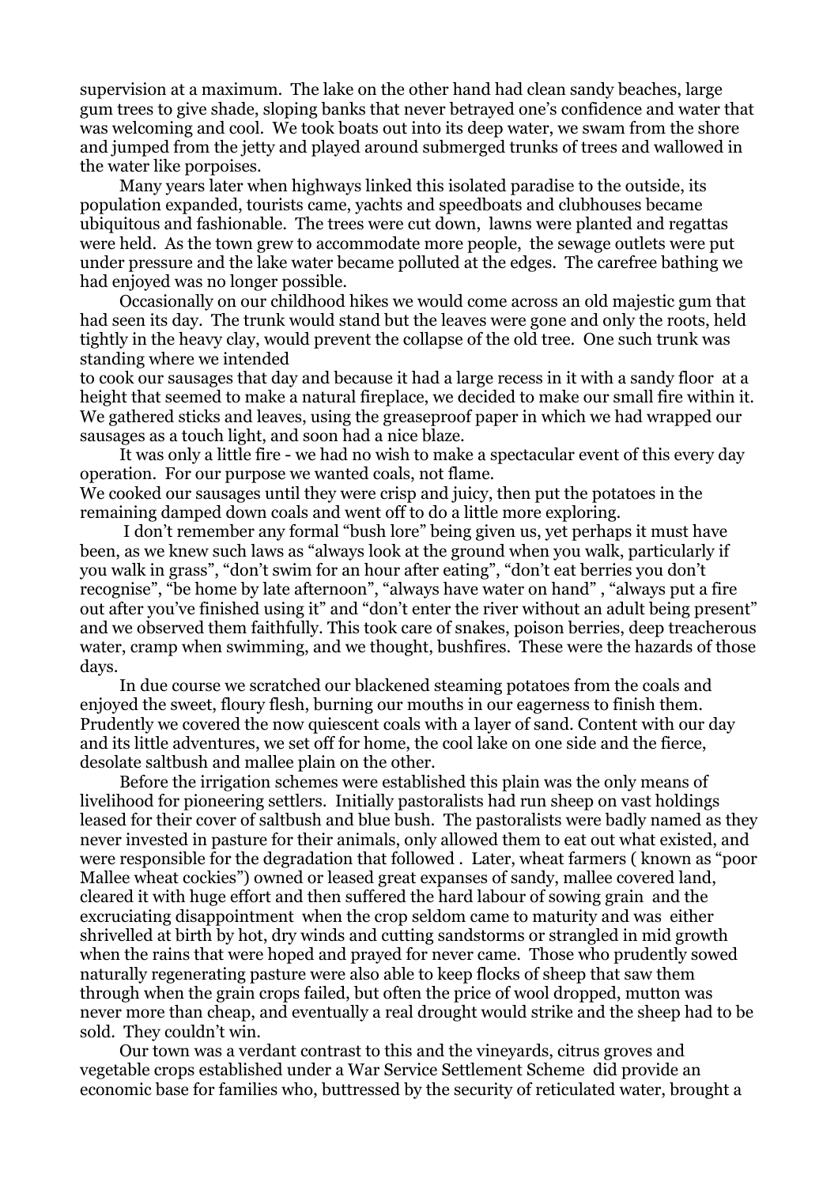supervision at a maximum. The lake on the other hand had clean sandy beaches, large gum trees to give shade, sloping banks that never betrayed one's confidence and water that was welcoming and cool. We took boats out into its deep water, we swam from the shore and jumped from the jetty and played around submerged trunks of trees and wallowed in the water like porpoises.

Many years later when highways linked this isolated paradise to the outside, its population expanded, tourists came, yachts and speedboats and clubhouses became ubiquitous and fashionable. The trees were cut down, lawns were planted and regattas were held. As the town grew to accommodate more people, the sewage outlets were put under pressure and the lake water became polluted at the edges. The carefree bathing we had enjoyed was no longer possible.

Occasionally on our childhood hikes we would come across an old majestic gum that had seen its day. The trunk would stand but the leaves were gone and only the roots, held tightly in the heavy clay, would prevent the collapse of the old tree. One such trunk was standing where we intended to cook our sausages that day and because it had a large recess in it with a sandy floor at a height that seemed to make a natural fireplace, we decided to make our small fire within it. We gathered sticks and leaves, using the greaseproof paper in which we had wrapped our sausages as a touch light, and soon had a nice blaze.

It was only a little fire - we had no wish to make a spectacular event of this every day operation. For our purpose we wanted coals, not flame.

We cooked our sausages until they were crisp and juicy, then put the potatoes in the remaining damped down coals and went off to do a little more exploring.

I don't remember any formal "bush lore" being given us, yet perhaps it must have been, as we knew such laws as "always look at the ground when you walk, particularly if you walk in grass", "don't swim for an hour after eating", "don't eat berries you don't recognise", "be home by late afternoon", "always have water on hand" , "always put a fire out after you've finished using it" and "don't enter the river without an adult being present" and we observed them faithfully. This took care of snakes, poison berries, deep treacherous water, cramp when swimming, and we thought, bushfires. These were the hazards of those days.

In due course we scratched our blackened steaming potatoes from the coals and enjoyed the sweet, floury flesh, burning our mouths in our eagerness to finish them. Prudently we covered the now quiescent coals with a layer of sand. Content with our day and its little adventures, we set off for home, the cool lake on one side and the fierce, desolate saltbush and mallee plain on the other.

Before the irrigation schemes were established this plain was the only means of livelihood for pioneering settlers. Initially pastoralists had run sheep on vast holdings leased for their cover of saltbush and blue bush. The pastoralists were badly named as they never invested in pasture for their animals, only allowed them to eat out what existed, and were responsible for the degradation that followed . Later, wheat farmers ( known as "poor Mallee wheat cockies") owned or leased great expanses of sandy, mallee covered land, cleared it with huge effort and then suffered the hard labour of sowing grain and the excruciating disappointment when the crop seldom came to maturity and was either shrivelled at birth by hot, dry winds and cutting sandstorms or strangled in mid growth when the rains that were hoped and prayed for never came. Those who prudently sowed naturally regenerating pasture were also able to keep flocks of sheep that saw them through when the grain crops failed, but often the price of wool dropped, mutton was never more than cheap, and eventually a real drought would strike and the sheep had to be sold. They couldn't win.

Our town was a verdant contrast to this and the vineyards, citrus groves and vegetable crops established under a War Service Settlement Scheme did provide an economic base for families who, buttressed by the security of reticulated water, brought a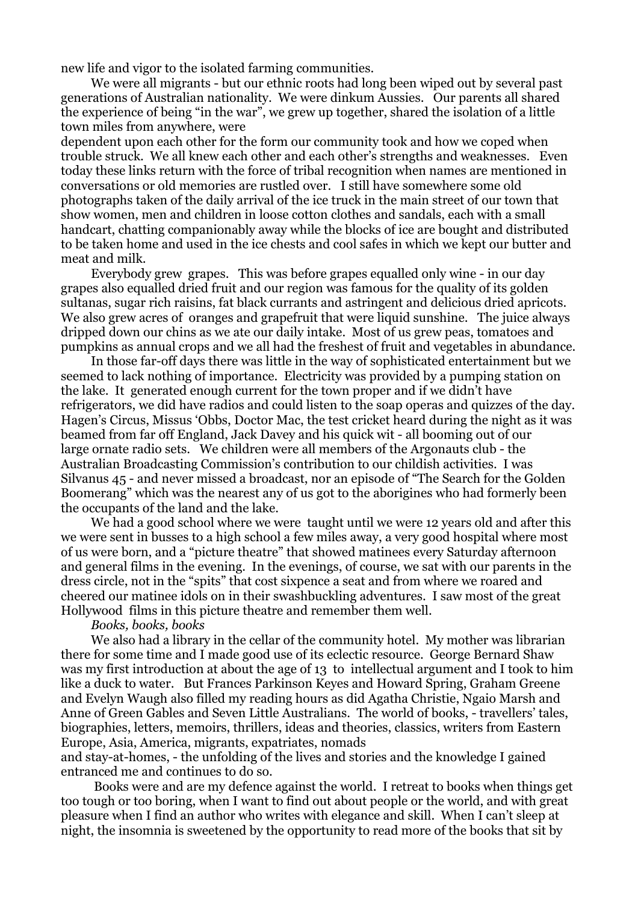new life and vigor to the isolated farming communities.

We were all migrants - but our ethnic roots had long been wiped out by several past generations of Australian nationality. We were dinkum Aussies. Our parents all shared the experience of being "in the war", we grew up together, shared the isolation of a little town miles from anywhere, were dependent upon each other for the form our community took and how we coped when trouble struck. We all knew each other and each other's strengths and weaknesses. Even today these links return with the force of tribal recognition when names are mentioned in conversations or old memories are rustled over. I still have somewhere some old photographs taken of the daily arrival of the ice truck in the main street of our town that show women, men and children in loose cotton clothes and sandals, each with a small handcart, chatting companionably away while the blocks of ice are bought and distributed to be taken home and used in the ice chests and cool safes in which we kept our butter and meat and milk.

Everybody grew grapes. This was before grapes equalled only wine - in our day grapes also equalled dried fruit and our region was famous for the quality of its golden sultanas, sugar rich raisins, fat black currants and astringent and delicious dried apricots. We also grew acres of oranges and grapefruit that were liquid sunshine. The juice always dripped down our chins as we ate our daily intake. Most of us grew peas, tomatoes and pumpkins as annual crops and we all had the freshest of fruit and vegetables in abundance.

In those far-off days there was little in the way of sophisticated entertainment but we seemed to lack nothing of importance. Electricity was provided by a pumping station on the lake. It generated enough current for the town proper and if we didn't have refrigerators, we did have radios and could listen to the soap operas and quizzes of the day. Hagen's Circus, Missus 'Obbs, Doctor Mac, the test cricket heard during the night as it was beamed from far off England, Jack Davey and his quick wit - all booming out of our large ornate radio sets. We children were all members of the Argonauts club - the Australian Broadcasting Commission's contribution to our childish activities. I was Silvanus 45 - and never missed a broadcast, nor an episode of "The Search for the Golden Boomerang" which was the nearest any of us got to the aborigines who had formerly been the occupants of the land and the lake.

We had a good school where we were taught until we were 12 years old and after this we were sent in busses to a high school a few miles away, a very good hospital where most of us were born, and a "picture theatre" that showed matinees every Saturday afternoon and general films in the evening. In the evenings, of course, we sat with our parents in the dress circle, not in the "spits" that cost sixpence a seat and from where we roared and cheered our matinee idols on in their swashbuckling adventures. I saw most of the great Hollywood films in this picture theatre and remember them well.

*Books, books, books*

We also had a library in the cellar of the community hotel. My mother was librarian there for some time and I made good use of its eclectic resource. George Bernard Shaw was my first introduction at about the age of 13 to intellectual argument and I took to him like a duck to water. But Frances Parkinson Keyes and Howard Spring, Graham Greene and Evelyn Waugh also filled my reading hours as did Agatha Christie, Ngaio Marsh and Anne of Green Gables and Seven Little Australians. The world of books, - travellers' tales, biographies, letters, memoirs, thrillers, ideas and theories, classics, writers from Eastern Europe, Asia, America, migrants, expatriates, nomads and stay-at-homes, - the unfolding of the lives and stories and the knowledge I gained entranced me and continues to do so.

Books were and are my defence against the world. I retreat to books when things get too tough or too boring, when I want to find out about people or the world, and with great pleasure when I find an author who writes with elegance and skill. When I can't sleep at night, the insomnia is sweetened by the opportunity to read more of the books that sit by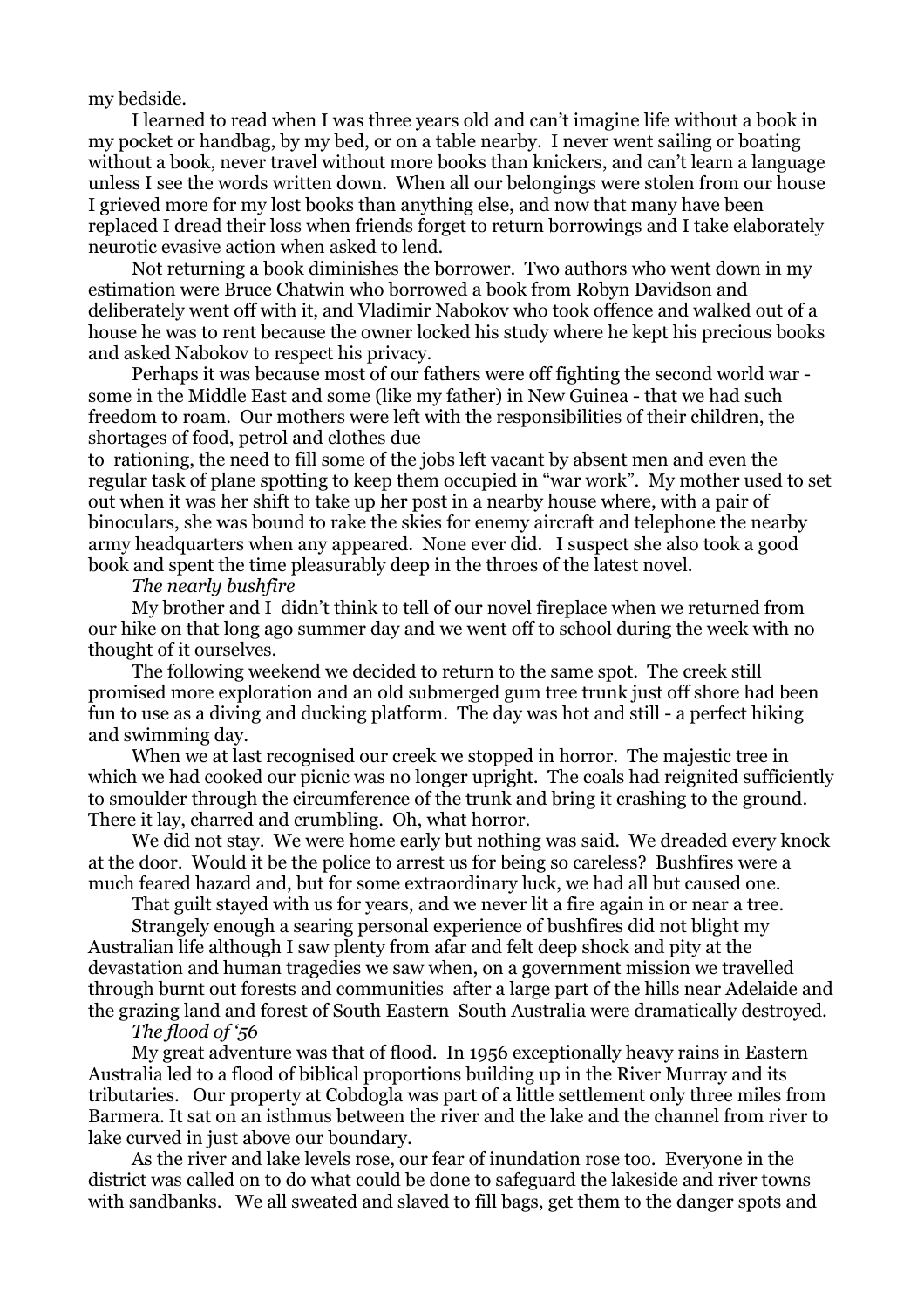my bedside.

I learned to read when I was three years old and can't imagine life without a book in my pocket or handbag, by my bed, or on a table nearby. I never went sailing or boating without a book, never travel without more books than knickers, and can't learn a language unless I see the words written down. When all our belongings were stolen from our house I grieved more for my lost books than anything else, and now that many have been replaced I dread their loss when friends forget to return borrowings and I take elaborately neurotic evasive action when asked to lend.

Not returning a book diminishes the borrower. Two authors who went down in my estimation were Bruce Chatwin who borrowed a book from Robyn Davidson and deliberately went off with it, and Vladimir Nabokov who took offence and walked out of a house he was to rent because the owner locked his study where he kept his precious books and asked Nabokov to respect his privacy.

Perhaps it was because most of our fathers were off fighting the second world war - some in the Middle East and some (like my father) in New Guinea - that we had such freedom to roam. Our mothers were left with the responsibilities of their children, the shortages of food, petrol and clothes due to rationing, the need to fill some of the jobs left vacant by absent men and even the regular task of plane spotting to keep them occupied in "war work". My mother used to set out when it was her shift to take up her post in a nearby house where, with a pair of binoculars, she was bound to rake the skies for enemy aircraft and telephone the nearby army headquarters when any appeared. None ever did. I suspect she also took a good book and spent the time pleasurably deep in the throes of the latest novel.

*The nearly bushfire*

My brother and I didn't think to tell of our novel fireplace when we returned from our hike on that long ago summer day and we went off to school during the week with no thought of it ourselves.

The following weekend we decided to return to the same spot. The creek still promised more exploration and an old submerged gum tree trunk just off shore had been fun to use as a diving and ducking platform. The day was hot and still - a perfect hiking and swimming day.

When we at last recognised our creek we stopped in horror. The majestic tree in which we had cooked our picnic was no longer upright. The coals had reignited sufficiently to smoulder through the circumference of the trunk and bring it crashing to the ground. There it lay, charred and crumbling. Oh, what horror.

We did not stay. We were home early but nothing was said. We dreaded every knock at the door. Would it be the police to arrest us for being so careless? Bushfires were a much feared hazard and, but for some extraordinary luck, we had all but caused one.

That guilt stayed with us for years, and we never lit a fire again in or near a tree.

Strangely enough a searing personal experience of bushfires did not blight my Australian life although I saw plenty from afar and felt deep shock and pity at the devastation and human tragedies we saw when, on a government mission we travelled through burnt out forests and communities after a large part of the hills near Adelaide and the grazing land and forest of South Eastern South Australia were dramatically destroyed.

*The flood of '56*

My great adventure was that of flood. In 1956 exceptionally heavy rains in Eastern Australia led to a flood of biblical proportions building up in the River Murray and its tributaries. Our property at Cobdogla was part of a little settlement only three miles from Barmera. It sat on an isthmus between the river and the lake and the channel from river to lake curved in just above our boundary.

As the river and lake levels rose, our fear of inundation rose too. Everyone in the district was called on to do what could be done to safeguard the lakeside and river towns with sandbanks. We all sweated and slaved to fill bags, get them to the danger spots and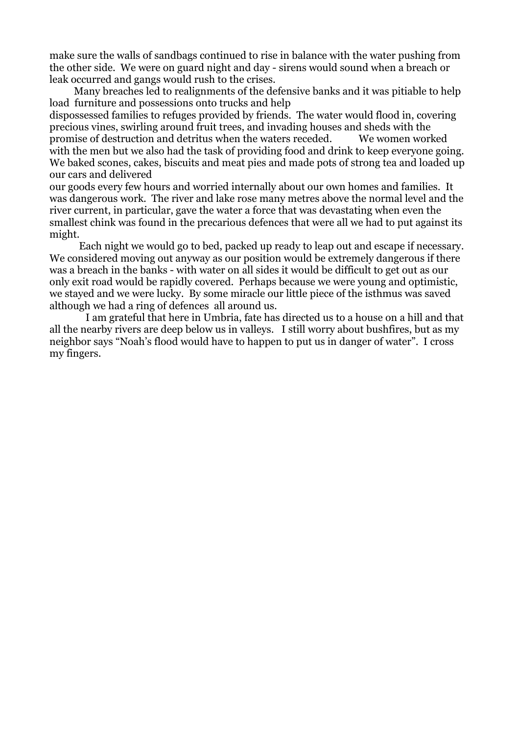make sure the walls of sandbags continued to rise in balance with the water pushing from the other side. We were on guard night and day - sirens would sound when a breach or leak occurred and gangs would rush to the crises.

Many breaches led to realignments of the defensive banks and it was pitiable to help load furniture and possessions onto trucks and help dispossessed families to refuges provided by friends. The water would flood in, covering precious vines, swirling around fruit trees, and invading houses and sheds with the promise of destruction and detritus when the waters receded. We women worked with the men but we also had the task of providing food and drink to keep everyone going. We baked scones, cakes, biscuits and meat pies and made pots of strong tea and loaded up our cars and delivered our goods every few hours and worried internally about our own homes and families. It was dangerous work. The river and lake rose many metres above the normal level and the river current, in particular, gave the water a force that was devastating when even the smallest chink was found in the precarious defences that were all we had to put against its might.

Each night we would go to bed, packed up ready to leap out and escape if necessary. We considered moving out anyway as our position would be extremely dangerous if there was a breach in the banks - with water on all sides it would be difficult to get out as our only exit road would be rapidly covered. Perhaps because we were young and optimistic, we stayed and we were lucky. By some miracle our little piece of the isthmus was saved although we had a ring of defences all around us.

I am grateful that here in Umbria, fate has directed us to a house on a hill and that all the nearby rivers are deep below us in valleys. I still worry about bushfires, but as my neighbor says "Noah's flood would have to happen to put us in danger of water". I cross my fingers.